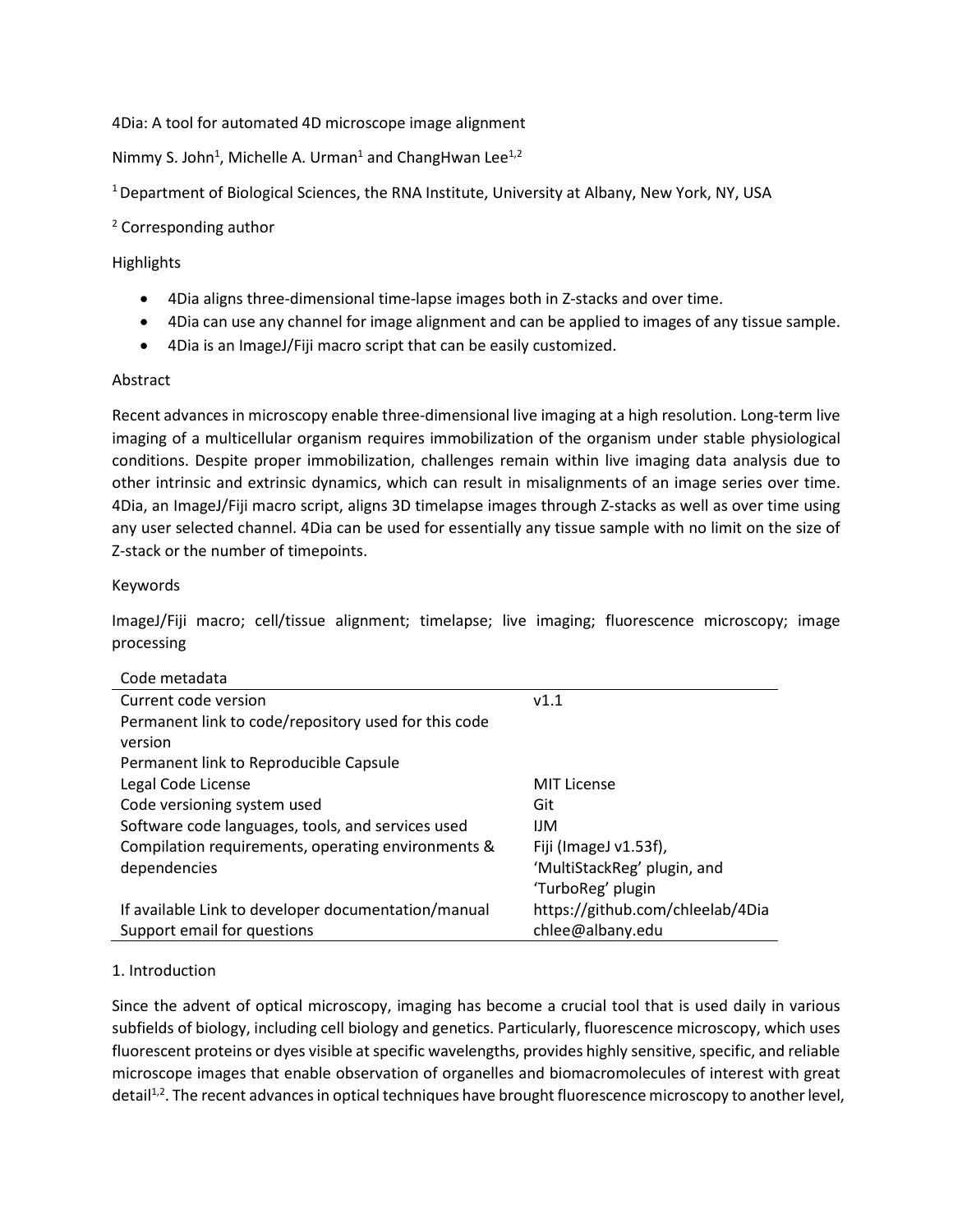# 4Dia: A tool for automated 4D microscope image alignment

Nimmy S. John[1], Michelle A. Urman[1] and ChangHwan Lee[1,2]

[1] Department of Biological Sciences, the RNA Institute, University at Albany, New York, NY, USA

[2] Corresponding author

## Highlights

- 4Dia aligns three-dimensional time-lapse images both in Z-stacks and over time.
- 4Dia can use any channel for image alignment and can be applied to images of any tissue sample.
- 4Dia is an ImageJ/Fiji macro script that can be easily customized.

## Abstract

Recent advances in microscopy enable three-dimensional live imaging at a high resolution. Long-term live imaging of a multicellular organism requires immobilization of the organism under stable physiological conditions. Despite proper immobilization, challenges remain within live imaging data analysis due to other intrinsic and extrinsic dynamics, which can result in misalignments of an image series over time. 4Dia, an ImageJ/Fiji macro script, aligns 3D timelapse images through Z-stacks as well as over time using any user selected channel. 4Dia can be used for essentially any tissue sample with no limit on the size of Z-stack or the number of timepoints.

## Keywords

ImageJ/Fiji macro; cell/tissue alignment; timelapse; live imaging; fluorescence microscopy; image processing

| Code metadata | |
|---|---|
| Current code version | v1.1 |
| Permanent link to code/repository used for this code version | |
| Permanent link to Reproducible Capsule | |
| Legal Code License | MIT License |
| Code versioning system used | Git |
| Software code languages, tools, and services used | IJM |
| Compilation requirements, operating environments & dependencies | Fiji (ImageJ v1.53f), 'MultiStackReg' plugin, and 'TurboReg' plugin |
| If available Link to developer documentation/manual | https://github.com/chleelab/4Dia |
| Support email for questions | chlee@albany.edu |

## 1. Introduction

Since the advent of optical microscopy, imaging has become a crucial tool that is used daily in various subfields of biology, including cell biology and genetics. Particularly, fluorescence microscopy, which uses fluorescent proteins or dyes visible at specific wavelengths, provides highly sensitive, specific, and reliable microscope images that enable observation of organelles and biomacromolecules of interest with great detail[1,2]. The recent advances in optical techniques have brought fluorescence microscopy to another level,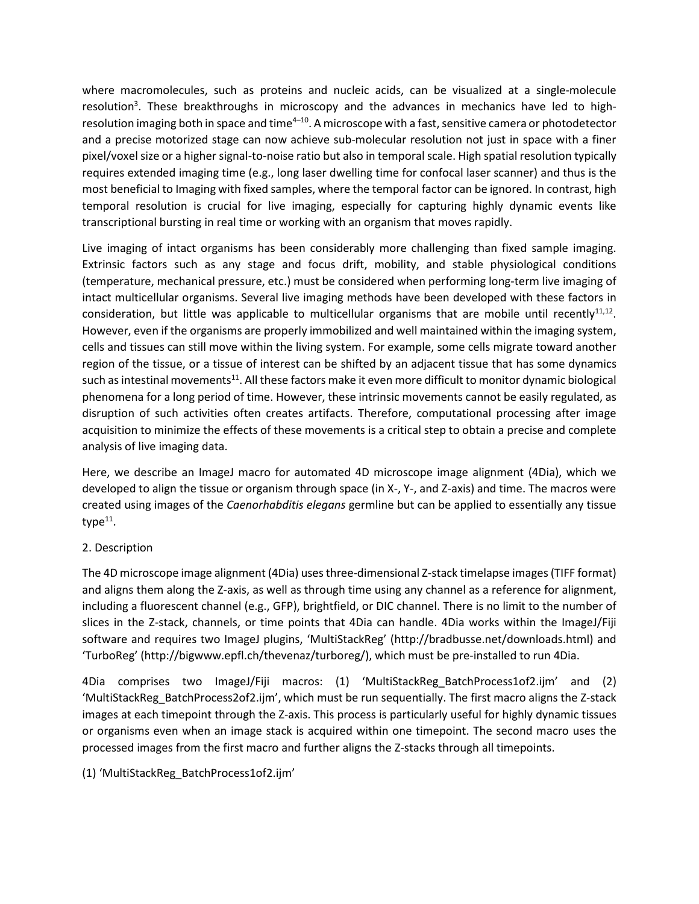where macromolecules, such as proteins and nucleic acids, can be visualized at a single-molecule resolution[3]. These breakthroughs in microscopy and the advances in mechanics have led to high-resolution imaging both in space and time[4–10]. A microscope with a fast, sensitive camera or photodetector and a precise motorized stage can now achieve sub-molecular resolution not just in space with a finer pixel/voxel size or a higher signal-to-noise ratio but also in temporal scale. High spatial resolution typically requires extended imaging time (e.g., long laser dwelling time for confocal laser scanner) and thus is the most beneficial to Imaging with fixed samples, where the temporal factor can be ignored. In contrast, high temporal resolution is crucial for live imaging, especially for capturing highly dynamic events like transcriptional bursting in real time or working with an organism that moves rapidly.

Live imaging of intact organisms has been considerably more challenging than fixed sample imaging. Extrinsic factors such as any stage and focus drift, mobility, and stable physiological conditions (temperature, mechanical pressure, etc.) must be considered when performing long-term live imaging of intact multicellular organisms. Several live imaging methods have been developed with these factors in consideration, but little was applicable to multicellular organisms that are mobile until recently[11,12]. However, even if the organisms are properly immobilized and well maintained within the imaging system, cells and tissues can still move within the living system. For example, some cells migrate toward another region of the tissue, or a tissue of interest can be shifted by an adjacent tissue that has some dynamics such as intestinal movements[11]. All these factors make it even more difficult to monitor dynamic biological phenomena for a long period of time. However, these intrinsic movements cannot be easily regulated, as disruption of such activities often creates artifacts. Therefore, computational processing after image acquisition to minimize the effects of these movements is a critical step to obtain a precise and complete analysis of live imaging data.

Here, we describe an ImageJ macro for automated 4D microscope image alignment (4Dia), which we developed to align the tissue or organism through space (in X-, Y-, and Z-axis) and time. The macros were created using images of the *Caenorhabditis elegans* germline but can be applied to essentially any tissue type[11].

## 2. Description

The 4D microscope image alignment (4Dia) uses three-dimensional Z-stack timelapse images (TIFF format) and aligns them along the Z-axis, as well as through time using any channel as a reference for alignment, including a fluorescent channel (e.g., GFP), brightfield, or DIC channel. There is no limit to the number of slices in the Z-stack, channels, or time points that 4Dia can handle. 4Dia works within the ImageJ/Fiji software and requires two ImageJ plugins, 'MultiStackReg' (http://bradbusse.net/downloads.html) and 'TurboReg' (http://bigwww.epfl.ch/thevenaz/turboreg/), which must be pre-installed to run 4Dia.

4Dia comprises two ImageJ/Fiji macros: (1) 'MultiStackReg_BatchProcess1of2.ijm' and (2) 'MultiStackReg_BatchProcess2of2.ijm', which must be run sequentially. The first macro aligns the Z-stack images at each timepoint through the Z-axis. This process is particularly useful for highly dynamic tissues or organisms even when an image stack is acquired within one timepoint. The second macro uses the processed images from the first macro and further aligns the Z-stacks through all timepoints.

### (1) 'MultiStackReg_BatchProcess1of2.ijm'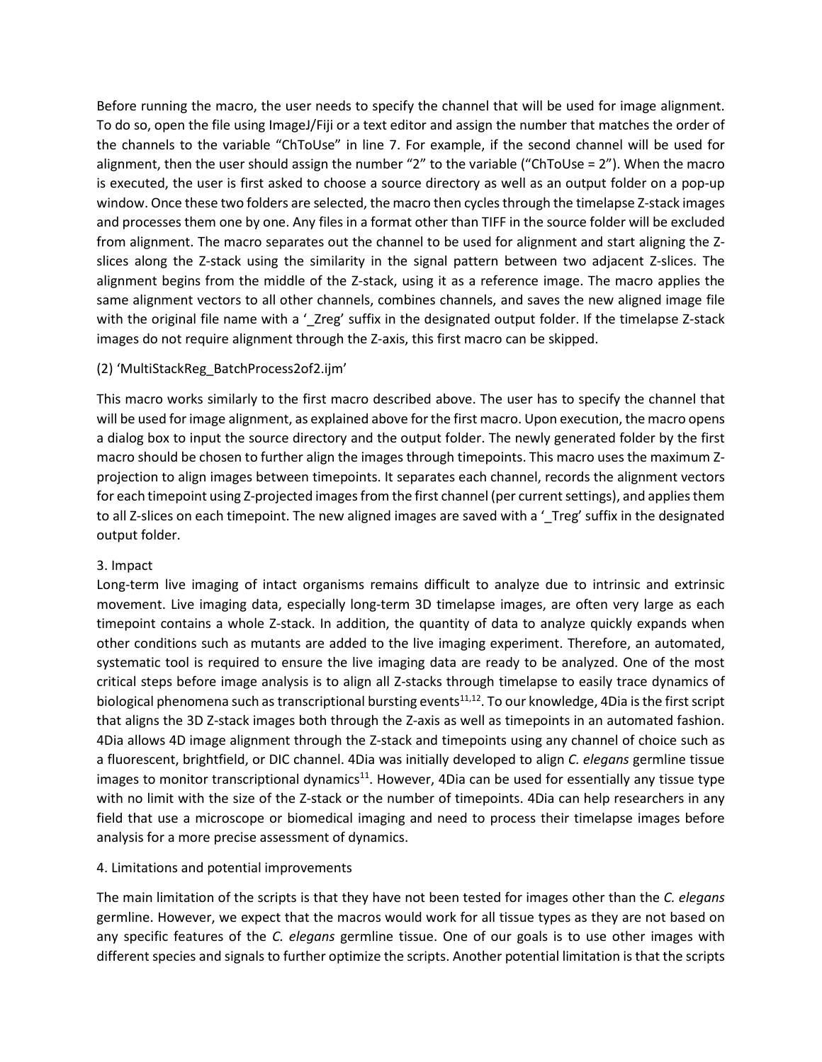Before running the macro, the user needs to specify the channel that will be used for image alignment. To do so, open the file using ImageJ/Fiji or a text editor and assign the number that matches the order of the channels to the variable "ChToUse" in line 7. For example, if the second channel will be used for alignment, then the user should assign the number "2" to the variable ("ChToUse = 2"). When the macro is executed, the user is first asked to choose a source directory as well as an output folder on a pop-up window. Once these two folders are selected, the macro then cycles through the timelapse Z-stack images and processes them one by one. Any files in a format other than TIFF in the source folder will be excluded from alignment. The macro separates out the channel to be used for alignment and start aligning the Z-slices along the Z-stack using the similarity in the signal pattern between two adjacent Z-slices. The alignment begins from the middle of the Z-stack, using it as a reference image. The macro applies the same alignment vectors to all other channels, combines channels, and saves the new aligned image file with the original file name with a '_Zreg' suffix in the designated output folder. If the timelapse Z-stack images do not require alignment through the Z-axis, this first macro can be skipped.

(2) 'MultiStackReg_BatchProcess2of2.ijm'

This macro works similarly to the first macro described above. The user has to specify the channel that will be used for image alignment, as explained above for the first macro. Upon execution, the macro opens a dialog box to input the source directory and the output folder. The newly generated folder by the first macro should be chosen to further align the images through timepoints. This macro uses the maximum Z-projection to align images between timepoints. It separates each channel, records the alignment vectors for each timepoint using Z-projected images from the first channel (per current settings), and applies them to all Z-slices on each timepoint. The new aligned images are saved with a '_Treg' suffix in the designated output folder.

## 3. Impact

Long-term live imaging of intact organisms remains difficult to analyze due to intrinsic and extrinsic movement. Live imaging data, especially long-term 3D timelapse images, are often very large as each timepoint contains a whole Z-stack. In addition, the quantity of data to analyze quickly expands when other conditions such as mutants are added to the live imaging experiment. Therefore, an automated, systematic tool is required to ensure the live imaging data are ready to be analyzed. One of the most critical steps before image analysis is to align all Z-stacks through timelapse to easily trace dynamics of biological phenomena such as transcriptional bursting events[11,12]. To our knowledge, 4Dia is the first script that aligns the 3D Z-stack images both through the Z-axis as well as timepoints in an automated fashion. 4Dia allows 4D image alignment through the Z-stack and timepoints using any channel of choice such as a fluorescent, brightfield, or DIC channel. 4Dia was initially developed to align *C. elegans* germline tissue images to monitor transcriptional dynamics[11]. However, 4Dia can be used for essentially any tissue type with no limit with the size of the Z-stack or the number of timepoints. 4Dia can help researchers in any field that use a microscope or biomedical imaging and need to process their timelapse images before analysis for a more precise assessment of dynamics.

## 4. Limitations and potential improvements

The main limitation of the scripts is that they have not been tested for images other than the *C. elegans* germline. However, we expect that the macros would work for all tissue types as they are not based on any specific features of the *C. elegans* germline tissue. One of our goals is to use other images with different species and signals to further optimize the scripts. Another potential limitation is that the scripts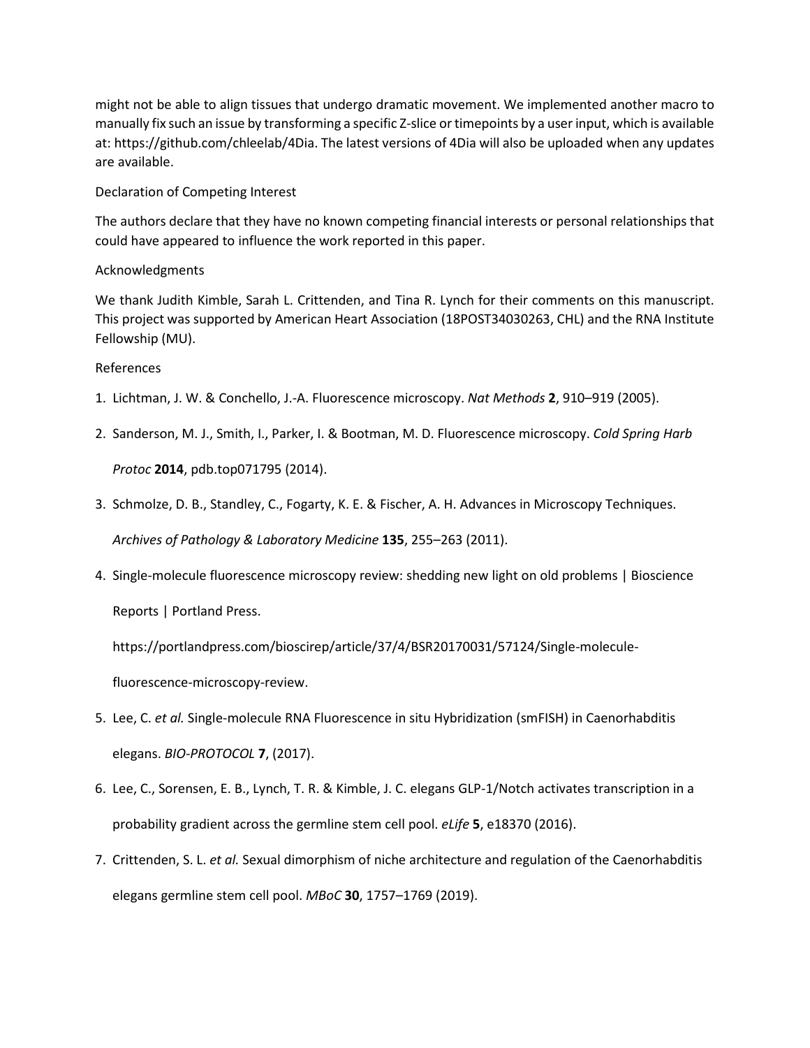might not be able to align tissues that undergo dramatic movement. We implemented another macro to manually fix such an issue by transforming a specific Z-slice or timepoints by a user input, which is available at: https://github.com/chleelab/4Dia. The latest versions of 4Dia will also be uploaded when any updates are available.

## Declaration of Competing Interest

The authors declare that they have no known competing financial interests or personal relationships that could have appeared to influence the work reported in this paper.

## Acknowledgments

We thank Judith Kimble, Sarah L. Crittenden, and Tina R. Lynch for their comments on this manuscript. This project was supported by American Heart Association (18POST34030263, CHL) and the RNA Institute Fellowship (MU).

## References

1. Lichtman, J. W. & Conchello, J.-A. Fluorescence microscopy. *Nat Methods* **2**, 910–919 (2005).
2. Sanderson, M. J., Smith, I., Parker, I. & Bootman, M. D. Fluorescence microscopy. *Cold Spring Harb Protoc* **2014**, pdb.top071795 (2014).
3. Schmolze, D. B., Standley, C., Fogarty, K. E. & Fischer, A. H. Advances in Microscopy Techniques. *Archives of Pathology & Laboratory Medicine* **135**, 255–263 (2011).
4. Single-molecule fluorescence microscopy review: shedding new light on old problems | Bioscience Reports | Portland Press. https://portlandpress.com/bioscirep/article/37/4/BSR20170031/57124/Single-molecule-fluorescence-microscopy-review.
5. Lee, C. *et al.* Single-molecule RNA Fluorescence in situ Hybridization (smFISH) in Caenorhabditis elegans. *BIO-PROTOCOL* **7**, (2017).
6. Lee, C., Sorensen, E. B., Lynch, T. R. & Kimble, J. C. elegans GLP-1/Notch activates transcription in a probability gradient across the germline stem cell pool. *eLife* **5**, e18370 (2016).
7. Crittenden, S. L. *et al.* Sexual dimorphism of niche architecture and regulation of the Caenorhabditis elegans germline stem cell pool. *MBoC* **30**, 1757–1769 (2019).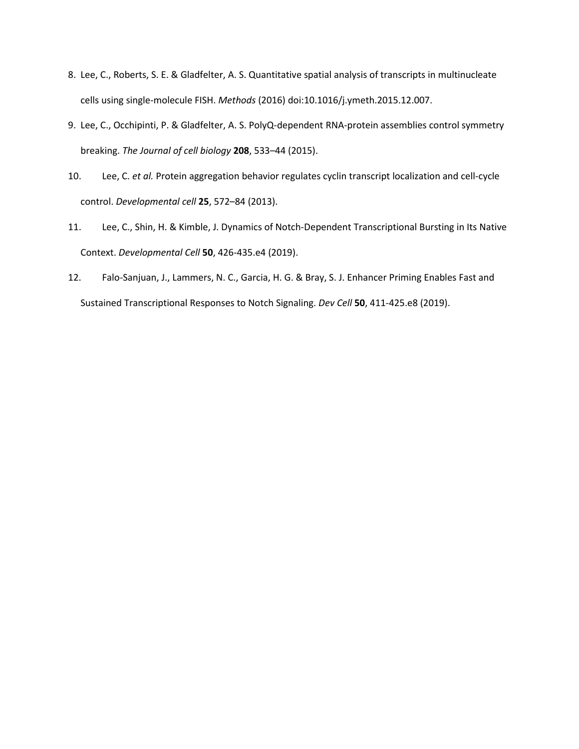8. Lee, C., Roberts, S. E. & Gladfelter, A. S. Quantitative spatial analysis of transcripts in multinucleate cells using single-molecule FISH. *Methods* (2016) doi:10.1016/j.ymeth.2015.12.007.
9. Lee, C., Occhipinti, P. & Gladfelter, A. S. PolyQ-dependent RNA-protein assemblies control symmetry breaking. *The Journal of cell biology* **208**, 533–44 (2015).
10. Lee, C. *et al.* Protein aggregation behavior regulates cyclin transcript localization and cell-cycle control. *Developmental cell* **25**, 572–84 (2013).
11. Lee, C., Shin, H. & Kimble, J. Dynamics of Notch-Dependent Transcriptional Bursting in Its Native Context. *Developmental Cell* **50**, 426-435.e4 (2019).
12. Falo-Sanjuan, J., Lammers, N. C., Garcia, H. G. & Bray, S. J. Enhancer Priming Enables Fast and Sustained Transcriptional Responses to Notch Signaling. *Dev Cell* **50**, 411-425.e8 (2019).